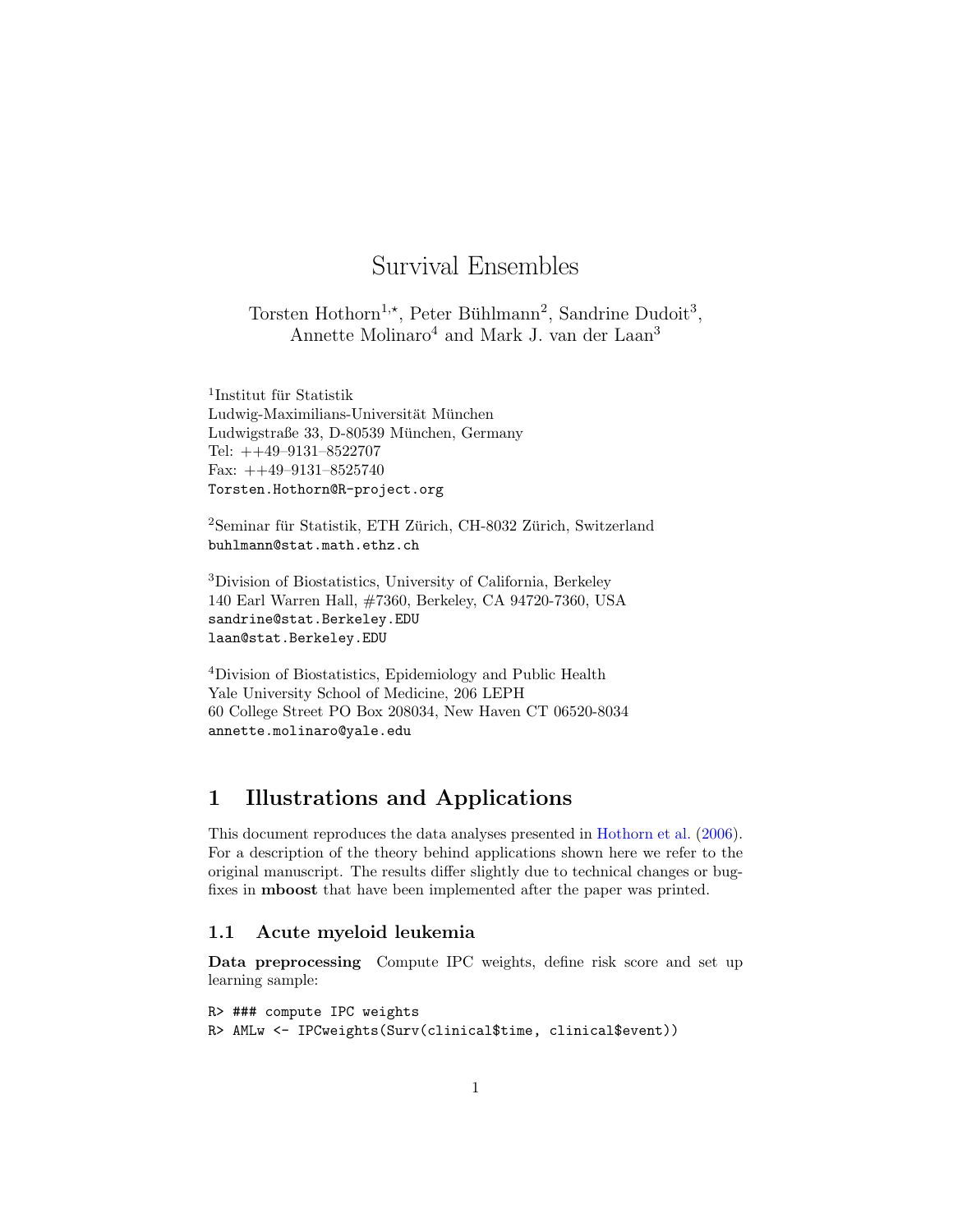# Survival Ensembles

Torsten Hothorn[1,⋆], Peter Bühlmann[2], Sandrine Dudoit[3], Annette Molinaro[4] and Mark J. van der Laan[3]

[1]Institut für Statistik
Ludwig-Maximilians-Universität München
Ludwigstraße 33, D-80539 München, Germany
Tel: ++49–9131–8522707
Fax: ++49–9131–8525740
`Torsten.Hothorn@R-project.org`

[2]Seminar für Statistik, ETH Zürich, CH-8032 Zürich, Switzerland
`buhlmann@stat.math.ethz.ch`

[3]Division of Biostatistics, University of California, Berkeley
140 Earl Warren Hall, #7360, Berkeley, CA 94720-7360, USA
`sandrine@stat.Berkeley.EDU`
`laan@stat.Berkeley.EDU`

[4]Division of Biostatistics, Epidemiology and Public Health
Yale University School of Medicine, 206 LEPH
60 College Street PO Box 208034, New Haven CT 06520-8034
`annette.molinaro@yale.edu`

## 1 Illustrations and Applications

This document reproduces the data analyses presented in Hothorn et al. (2006). For a description of the theory behind applications shown here we refer to the original manuscript. The results differ slightly due to technical changes or bugfixes in **mboost** that have been implemented after the paper was printed.

### 1.1 Acute myeloid leukemia

**Data preprocessing** Compute IPC weights, define risk score and set up learning sample:

```
R> ### compute IPC weights
R> AMLw <- IPCweights(Surv(clinical$time, clinical$event))
```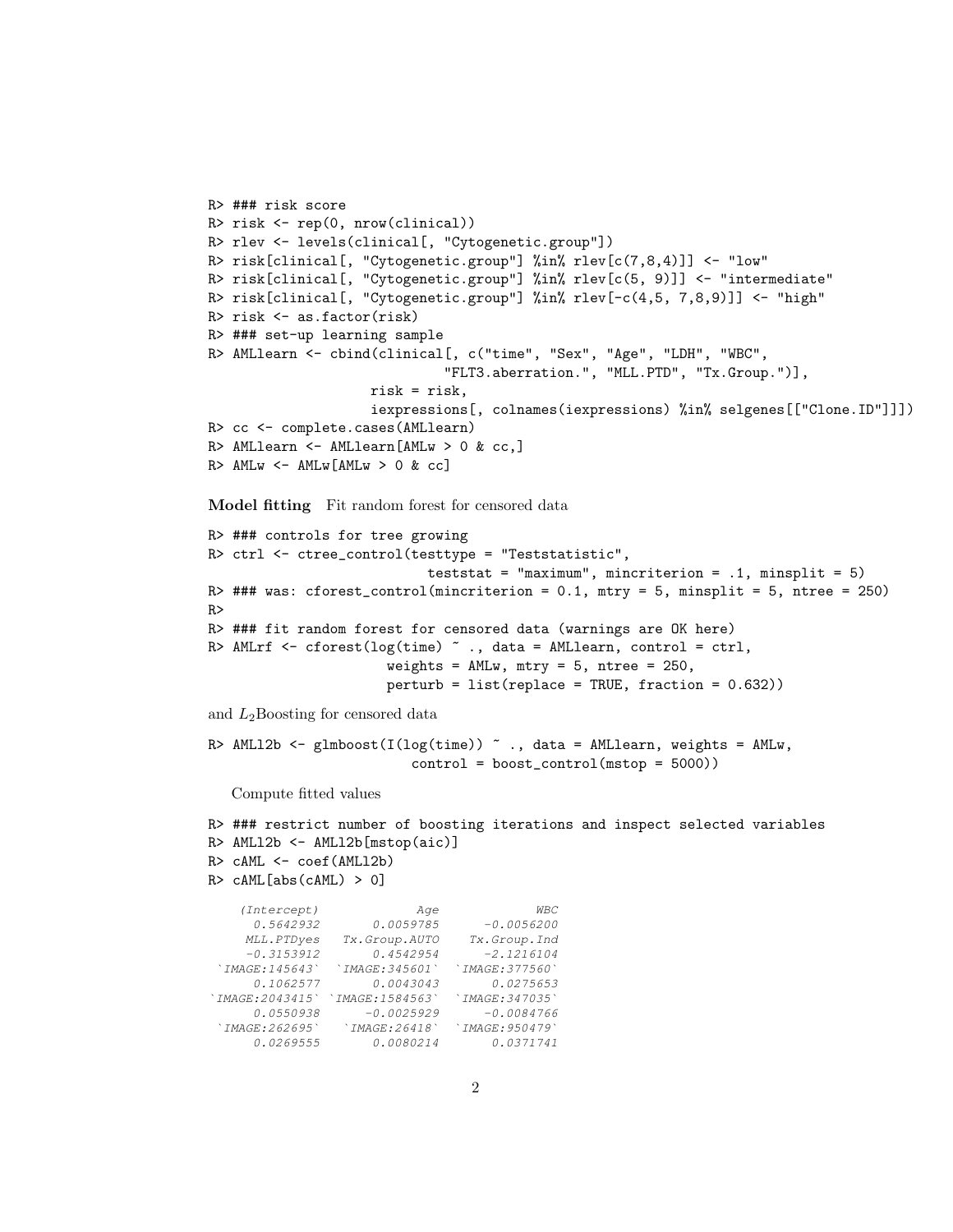```
R> ### risk score
R> risk <- rep(0, nrow(clinical))
R> rlev <- levels(clinical[, "Cytogenetic.group"])
R> risk[clinical[, "Cytogenetic.group"] %in% rlev[c(7,8,4)]] <- "low"
R> risk[clinical[, "Cytogenetic.group"] %in% rlev[c(5, 9)]] <- "intermediate"
R> risk[clinical[, "Cytogenetic.group"] %in% rlev[-c(4,5, 7,8,9)]] <- "high"
R> risk <- as.factor(risk)
R> ### set-up learning sample
R> AMLlearn <- cbind(clinical[, c("time", "Sex", "Age", "LDH", "WBC",
                              "FLT3.aberration.", "MLL.PTD", "Tx.Group.")],
                  risk = risk,
                  iexpressions[, colnames(iexpressions) %in% selgenes[["Clone.ID"]]])
R> cc <- complete.cases(AMLlearn)
R> AMLlearn <- AMLlearn[AMLw > 0 & cc,]
R> AMLw <- AMLw[AMLw > 0 & cc]
```

**Model fitting** Fit random forest for censored data

```
R> ### controls for tree growing
R> ctrl <- ctree_control(testtype = "Teststatistic",
                          teststat = "maximum", mincriterion = .1, minsplit = 5)
R> ### was: cforest_control(mincriterion = 0.1, mtry = 5, minsplit = 5, ntree = 250)
R>
R> ### fit random forest for censored data (warnings are OK here)
R> AMLrf <- cforest(log(time) ~ ., data = AMLlearn, control = ctrl,
                   weights = AMLw, mtry = 5, ntree = 250,
                   perturb = list(replace = TRUE, fraction = 0.632))
```

and $L_2$Boosting for censored data

```
R> AMLl2b <- glmboost(I(log(time)) ~ ., data = AMLlearn, weights = AMLw,
                      control = boost_control(mstop = 5000))
```

Compute fitted values

```
R> ### restrict number of boosting iterations and inspect selected variables
R> AMLl2b <- AMLl2b[mstop(aic)]
R> cAML <- coef(AMLl2b)
R> cAML[abs(cAML) > 0]

   (Intercept)             Age             WBC 
     0.5642932       0.0059785      -0.0056200 
    MLL.PTDyes   Tx.Group.AUTO    Tx.Group.Ind 
    -0.3153912       0.4542954      -2.1216104 
 `IMAGE:145643`  `IMAGE:345601`  `IMAGE:377560` 
     0.1062577       0.0043043       0.0275653 
`IMAGE:2043415` `IMAGE:1584563`  `IMAGE:347035` 
     0.0550938      -0.0025929      -0.0084766 
 `IMAGE:262695`   `IMAGE:26418`  `IMAGE:950479` 
     0.0269555       0.0080214       0.0371741 
```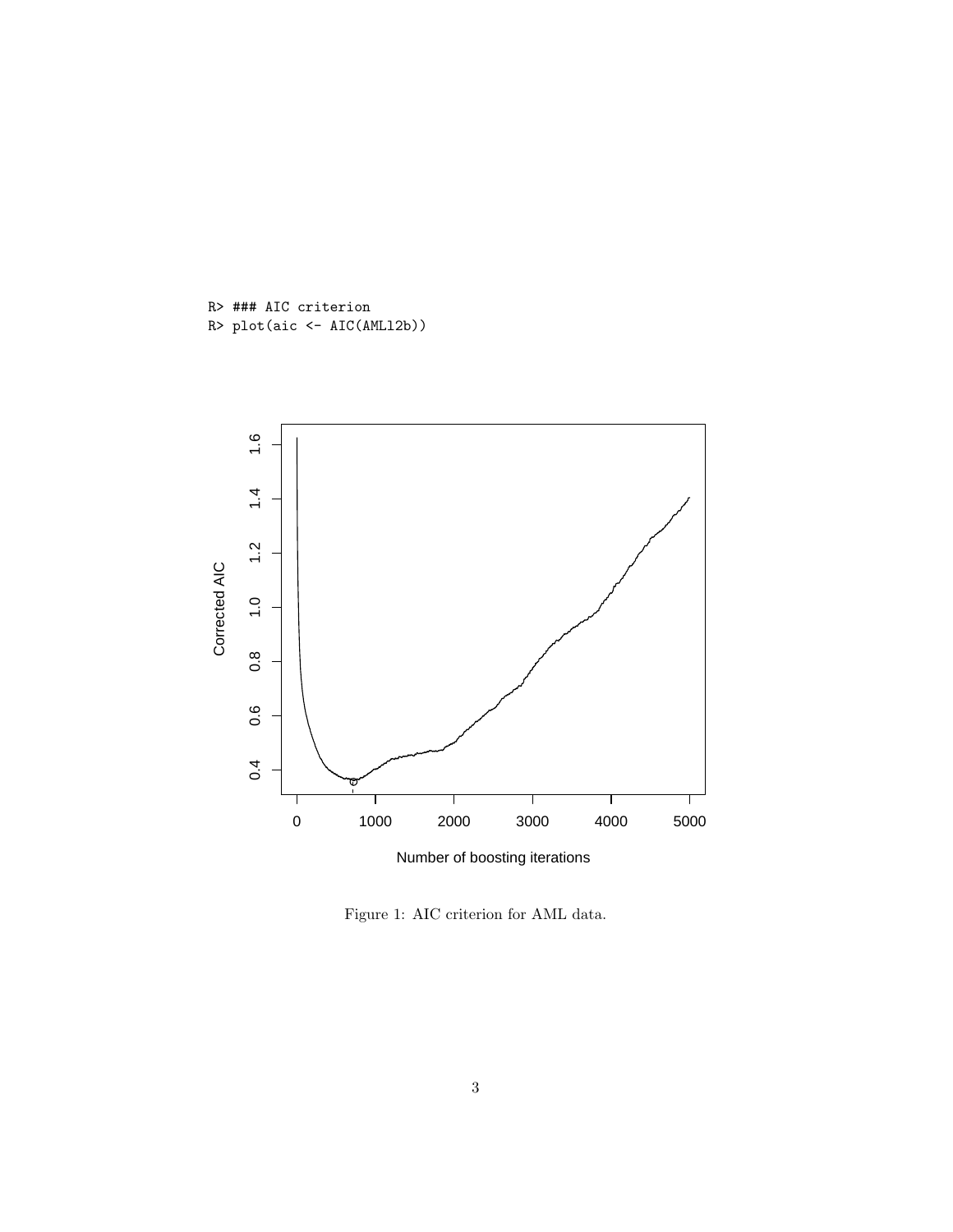```
R> ### AIC criterion
R> plot(aic <- AIC(AMLl2b))
```

Figure 1: AIC criterion for AML data.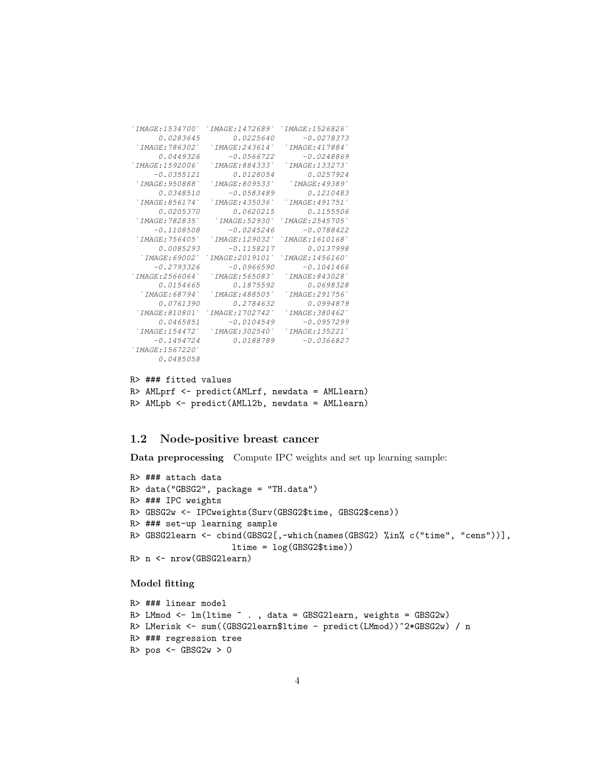```
`IMAGE:1534700` `IMAGE:1472689` `IMAGE:1526826`
      0.0283645       0.0225640      -0.0278373
 `IMAGE:786302`  `IMAGE:243614`  `IMAGE:417884`
      0.0449326      -0.0566722      -0.0248869
`IMAGE:1592006`  `IMAGE:884333`  `IMAGE:133273`
     -0.0355121       0.0128054       0.0257924
 `IMAGE:950888`  `IMAGE:809533`   `IMAGE:49389`
      0.0348510      -0.0583489       0.1210483
 `IMAGE:856174`  `IMAGE:435036`  `IMAGE:491751`
      0.0205370       0.0620215       0.1155506
 `IMAGE:782835`   `IMAGE:52930` `IMAGE:2545705`
     -0.1108508      -0.0245246      -0.0788422
 `IMAGE:756405`  `IMAGE:129032` `IMAGE:1610168`
      0.0085293      -0.1158217       0.0137998
  `IMAGE:69002` `IMAGE:2019101` `IMAGE:1456160`
     -0.2793326      -0.0966590      -0.1041466
`IMAGE:2566064`  `IMAGE:565083`  `IMAGE:843028`
      0.0154665       0.1875592       0.0698328
  `IMAGE:68794`  `IMAGE:488505`  `IMAGE:291756`
      0.0761390       0.2784632       0.0994879
 `IMAGE:810801` `IMAGE:1702742`  `IMAGE:380462`
      0.0465851      -0.0104549      -0.0957299
 `IMAGE:154472`  `IMAGE:302540`  `IMAGE:135221`
     -0.1454724       0.0188789      -0.0366827
`IMAGE:1567220`
      0.0485058
```

```
R> ### fitted values
R> AMLprf <- predict(AMLrf, newdata = AMLlearn)
R> AMLpb <- predict(AMLl2b, newdata = AMLlearn)
```

## 1.2 Node-positive breast cancer

**Data preprocessing** Compute IPC weights and set up learning sample:

```
R> ### attach data
R> data("GBSG2", package = "TH.data")
R> ### IPC weights
R> GBSG2w <- IPCweights(Surv(GBSG2$time, GBSG2$cens))
R> ### set-up learning sample
R> GBSG2learn <- cbind(GBSG2[,-which(names(GBSG2) %in% c("time", "cens"))],
                 ltime = log(GBSG2$time))
R> n <- nrow(GBSG2learn)
```

### Model fitting

```
R> ### linear model
R> LMmod <- lm(ltime ~ . , data = GBSG2learn, weights = GBSG2w)
R> LMerisk <- sum((GBSG2learn$ltime - predict(LMmod))^2*GBSG2w) / n
R> ### regression tree
R> pos <- GBSG2w > 0
```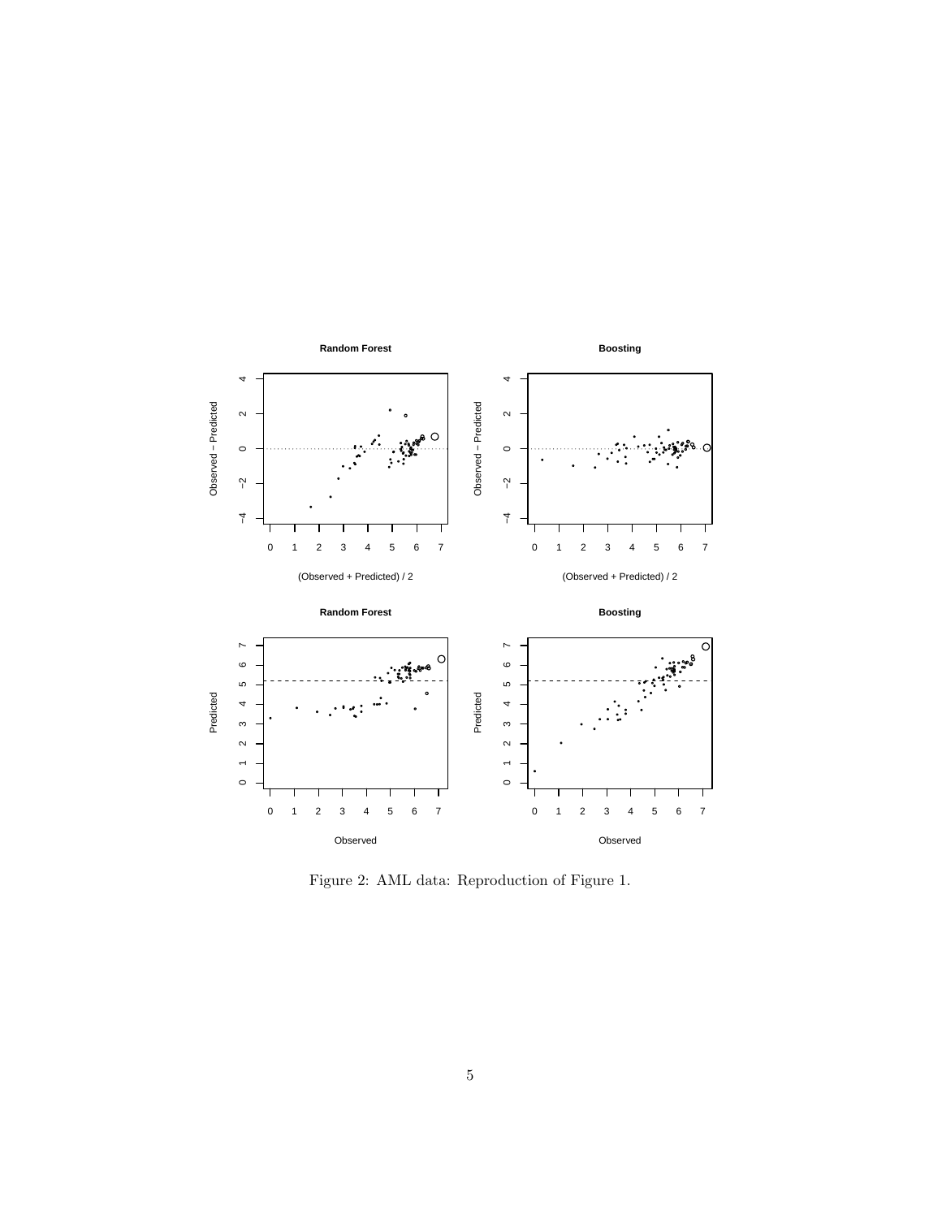Random Forest

Observed − Predicted

(Observed + Predicted) / 2

Boosting

Observed − Predicted

(Observed + Predicted) / 2

Random Forest

Predicted

Observed

Boosting

Predicted

Observed

Figure 2: AML data: Reproduction of Figure 1.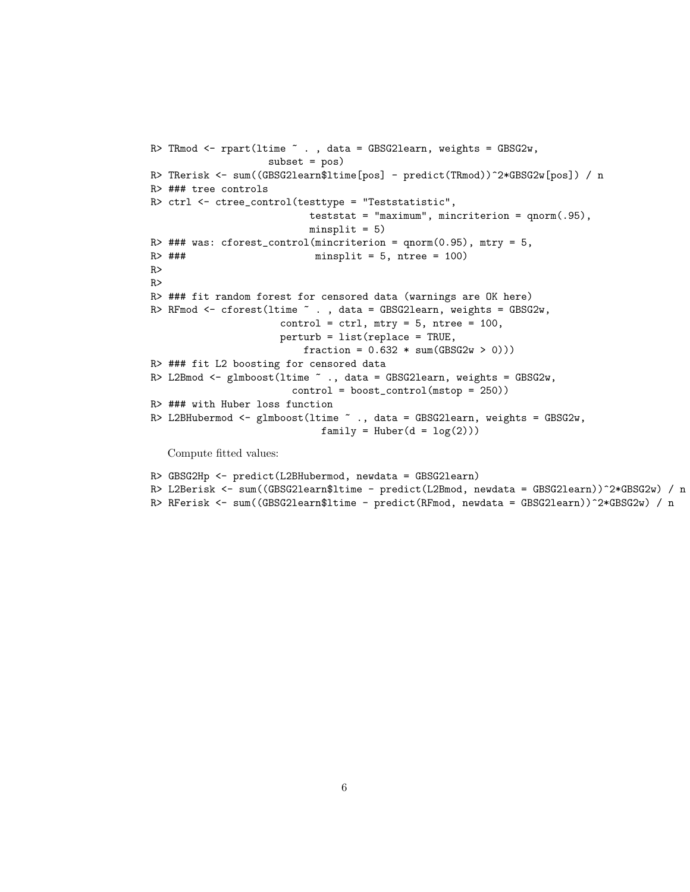```
R> TRmod <- rpart(ltime ~ . , data = GBSG2learn, weights = GBSG2w,
                  subset = pos)
R> TRerisk <- sum((GBSG2learn$ltime[pos] - predict(TRmod))^2*GBSG2w[pos]) / n
R> ### tree controls
R> ctrl <- ctree_control(testtype = "Teststatistic",
                         teststat = "maximum", mincriterion = qnorm(.95),
                         minsplit = 5)
R> ### was: cforest_control(mincriterion = qnorm(0.95), mtry = 5,
R> ###                      minsplit = 5, ntree = 100)
R>
R>
R> ### fit random forest for censored data (warnings are OK here)
R> RFmod <- cforest(ltime ~ . , data = GBSG2learn, weights = GBSG2w,
                    control = ctrl, mtry = 5, ntree = 100,
                    perturb = list(replace = TRUE,
                        fraction = 0.632 * sum(GBSG2w > 0)))
R> ### fit L2 boosting for censored data
R> L2Bmod <- glmboost(ltime ~ ., data = GBSG2learn, weights = GBSG2w,
                      control = boost_control(mstop = 250))
R> ### with Huber loss function
R> L2BHubermod <- glmboost(ltime ~ ., data = GBSG2learn, weights = GBSG2w,
                           family = Huber(d = log(2)))
```

Compute fitted values:

```
R> GBSG2Hp <- predict(L2BHubermod, newdata = GBSG2learn)
R> L2Berisk <- sum((GBSG2learn$ltime - predict(L2Bmod, newdata = GBSG2learn))^2*GBSG2w) / n
R> RFerisk <- sum((GBSG2learn$ltime - predict(RFmod, newdata = GBSG2learn))^2*GBSG2w) / n
```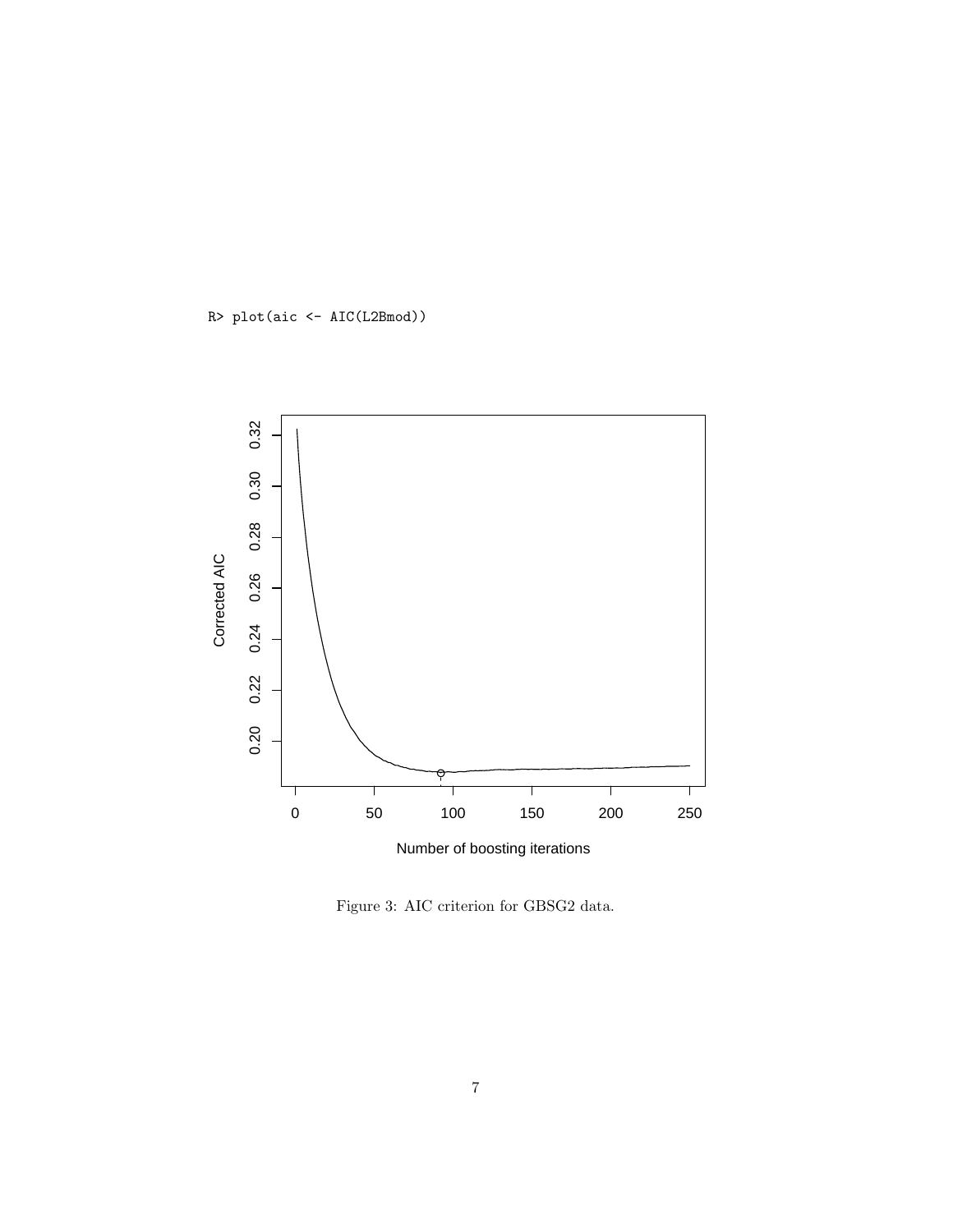```
R> plot(aic <- AIC(L2Bmod))
```

Corrected AIC

0.20
0.22
0.24
0.26
0.28
0.30
0.32

0
50
100
150
200
250

Number of boosting iterations

Figure 3: AIC criterion for GBSG2 data.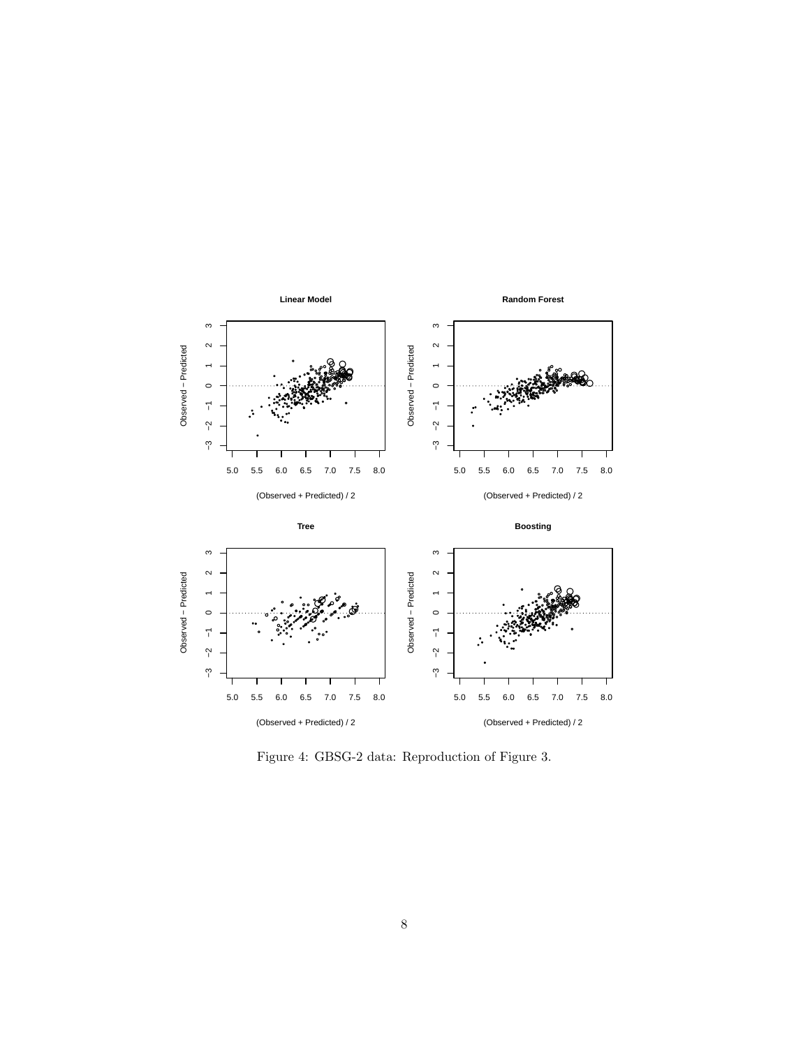Linear Model

3
2
1
0
−1
−2
−3

Observed − Predicted

5.0 5.5 6.0 6.5 7.0 7.5 8.0

(Observed + Predicted) / 2

Random Forest

3
2
1
0
−1
−2
−3

Observed − Predicted

5.0 5.5 6.0 6.5 7.0 7.5 8.0

(Observed + Predicted) / 2

Tree

3
2
1
0
−1
−2
−3

Observed − Predicted

5.0 5.5 6.0 6.5 7.0 7.5 8.0

(Observed + Predicted) / 2

Boosting

3
2
1
0
−1
−2
−3

Observed − Predicted

5.0 5.5 6.0 6.5 7.0 7.5 8.0

(Observed + Predicted) / 2

Figure 4: GBSG-2 data: Reproduction of Figure 3.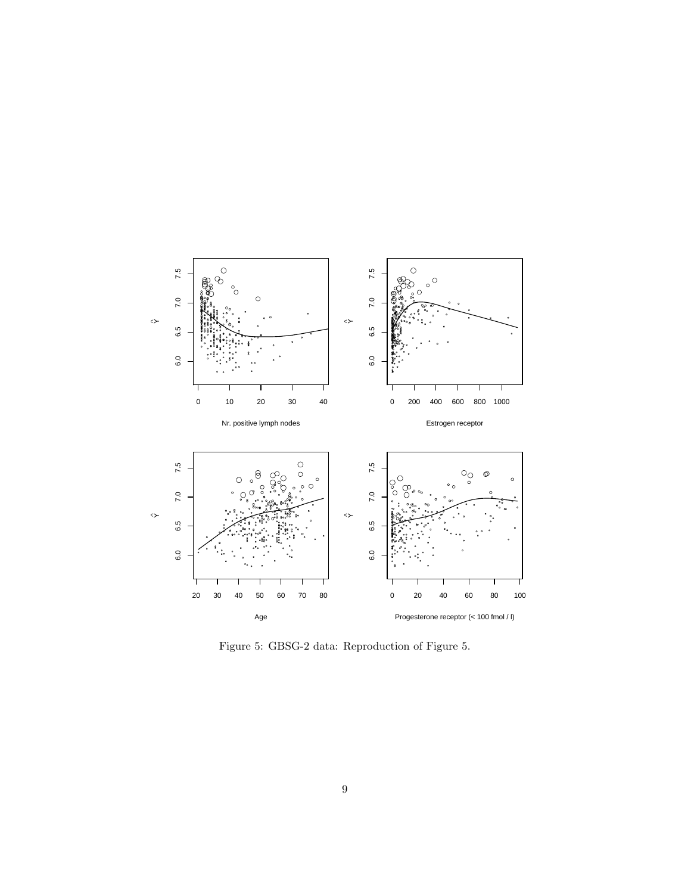7.5
7.0
6.5
6.0
$\hat{Y}$
0 10 20 30 40
Nr. positive lymph nodes

7.5
7.0
6.5
6.0
$\hat{Y}$
0 200 400 600 800 1000
Estrogen receptor

7.5
7.0
6.5
6.0
$\hat{Y}$
20 30 40 50 60 70 80
Age

7.5
7.0
6.5
6.0
$\hat{Y}$
0 20 40 60 80 100
Progesterone receptor (< 100 fmol / l)

Figure 5: GBSG-2 data: Reproduction of Figure 5.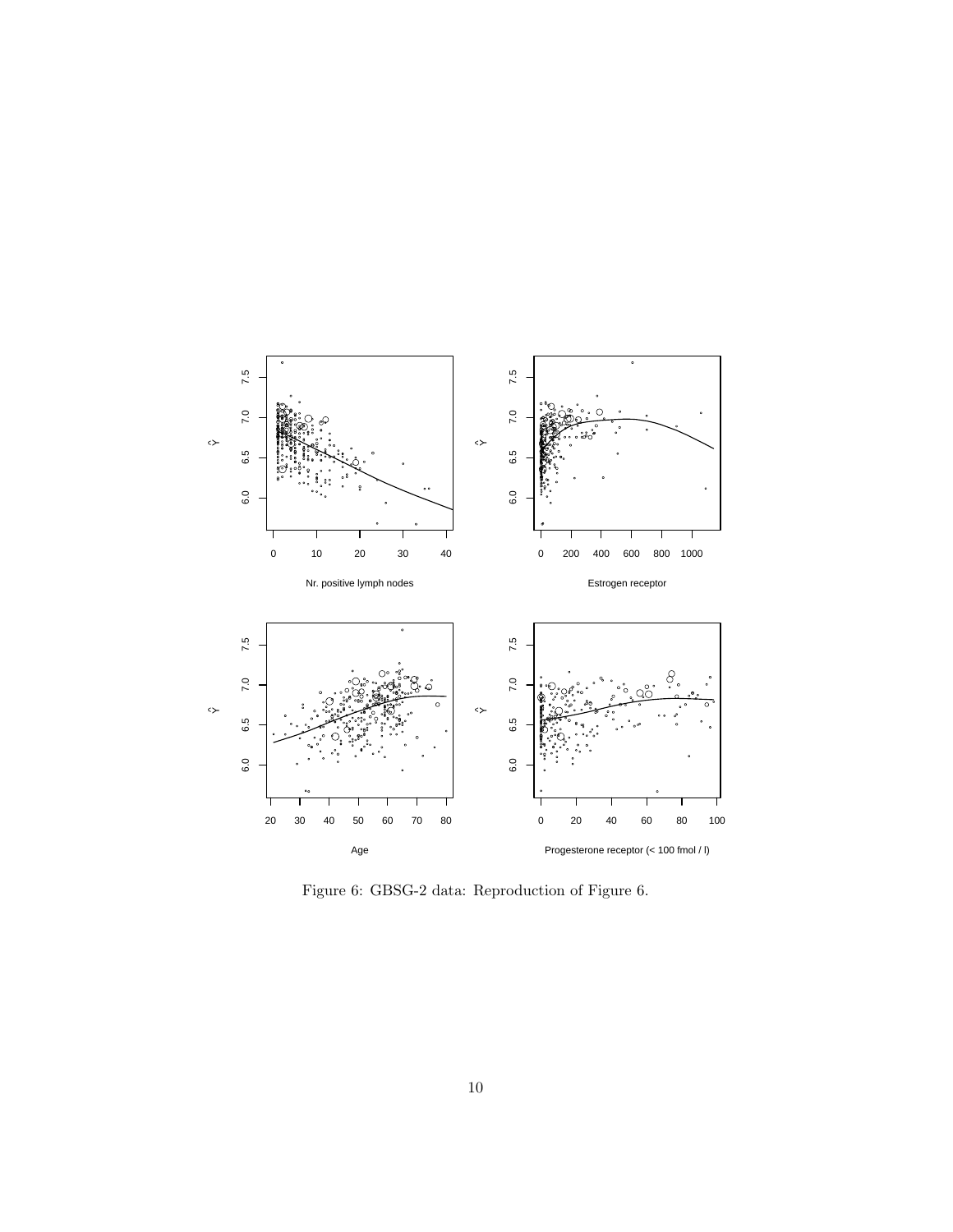Figure 6: GBSG-2 data: Reproduction of Figure 6.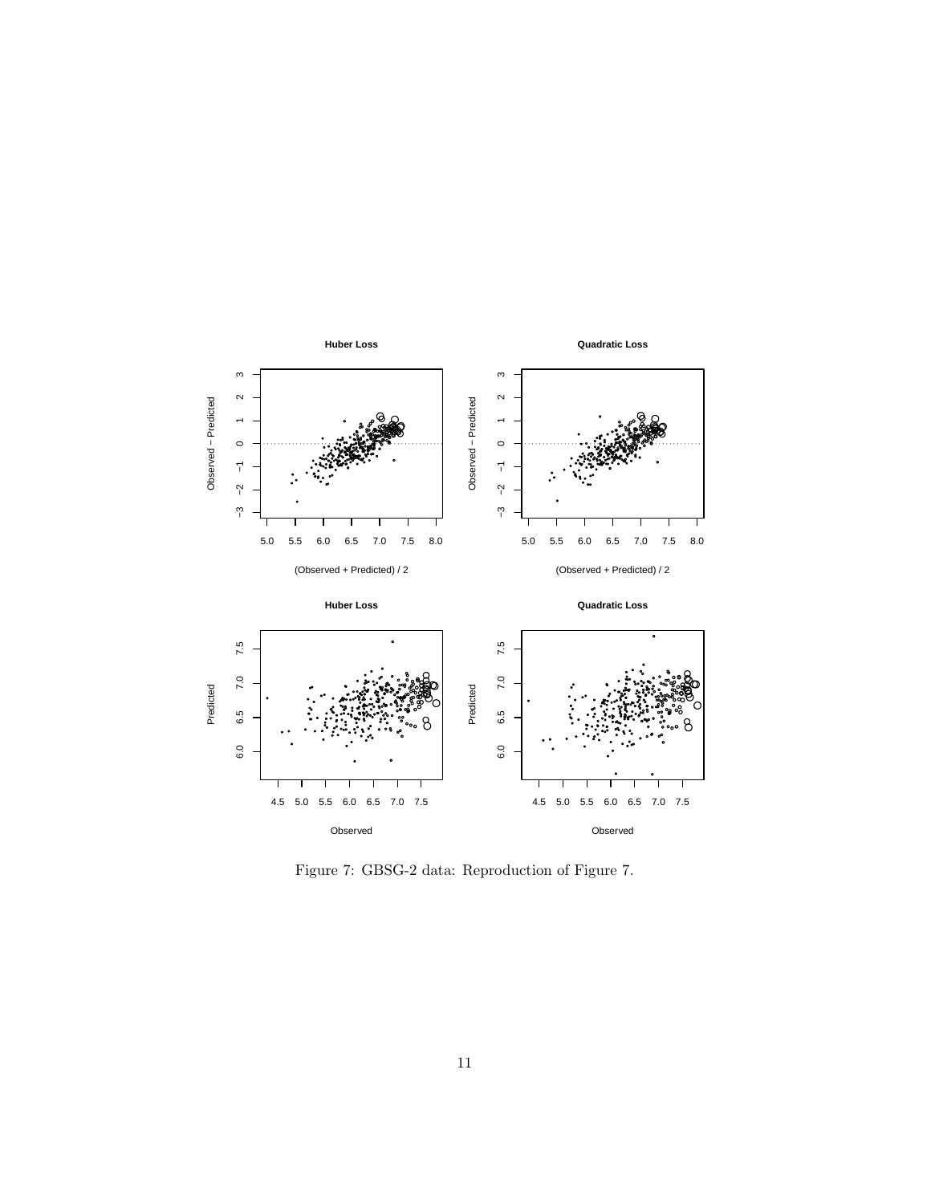Figure 7: GBSG-2 data: Reproduction of Figure 7.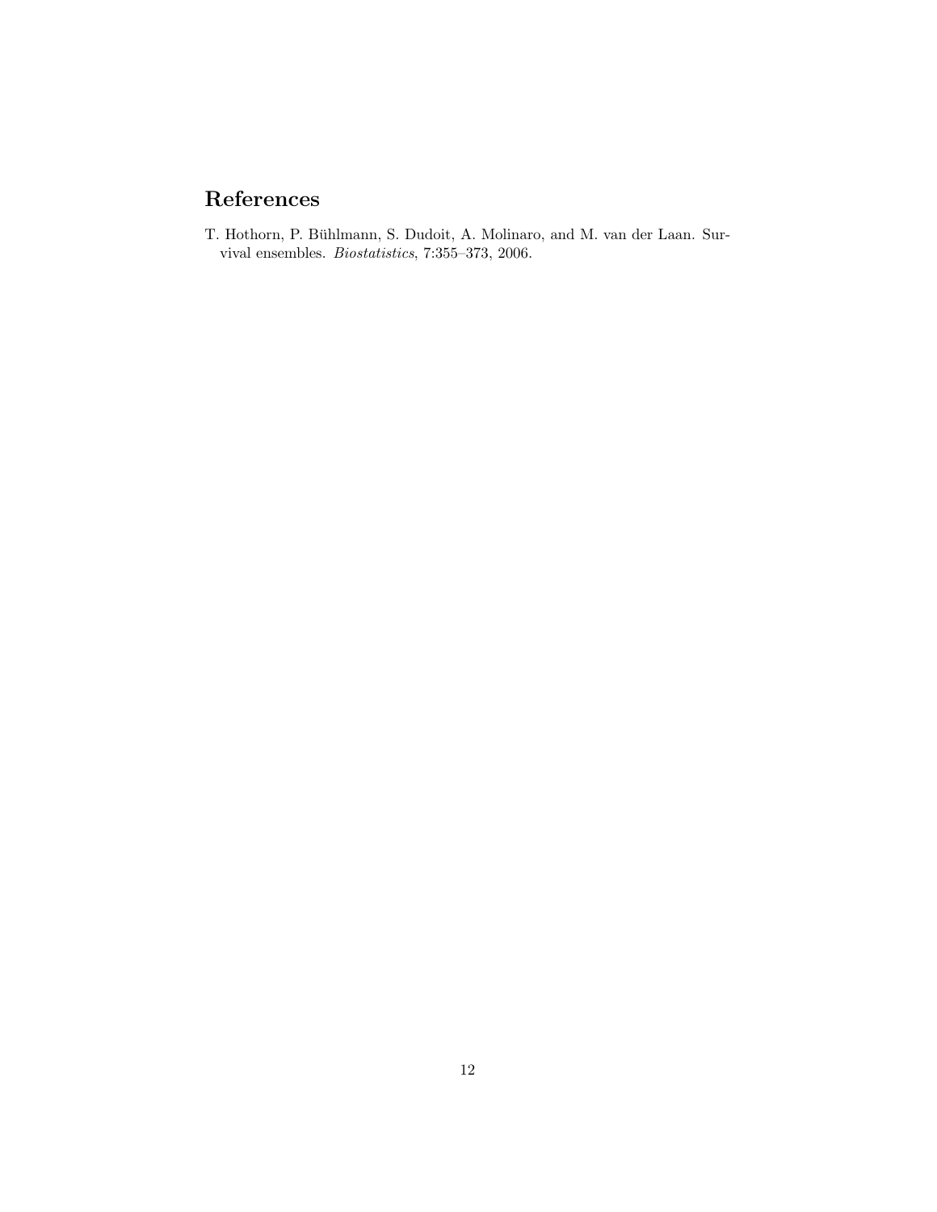## References

T. Hothorn, P. Bühlmann, S. Dudoit, A. Molinaro, and M. van der Laan. Survival ensembles. *Biostatistics*, 7:355–373, 2006.